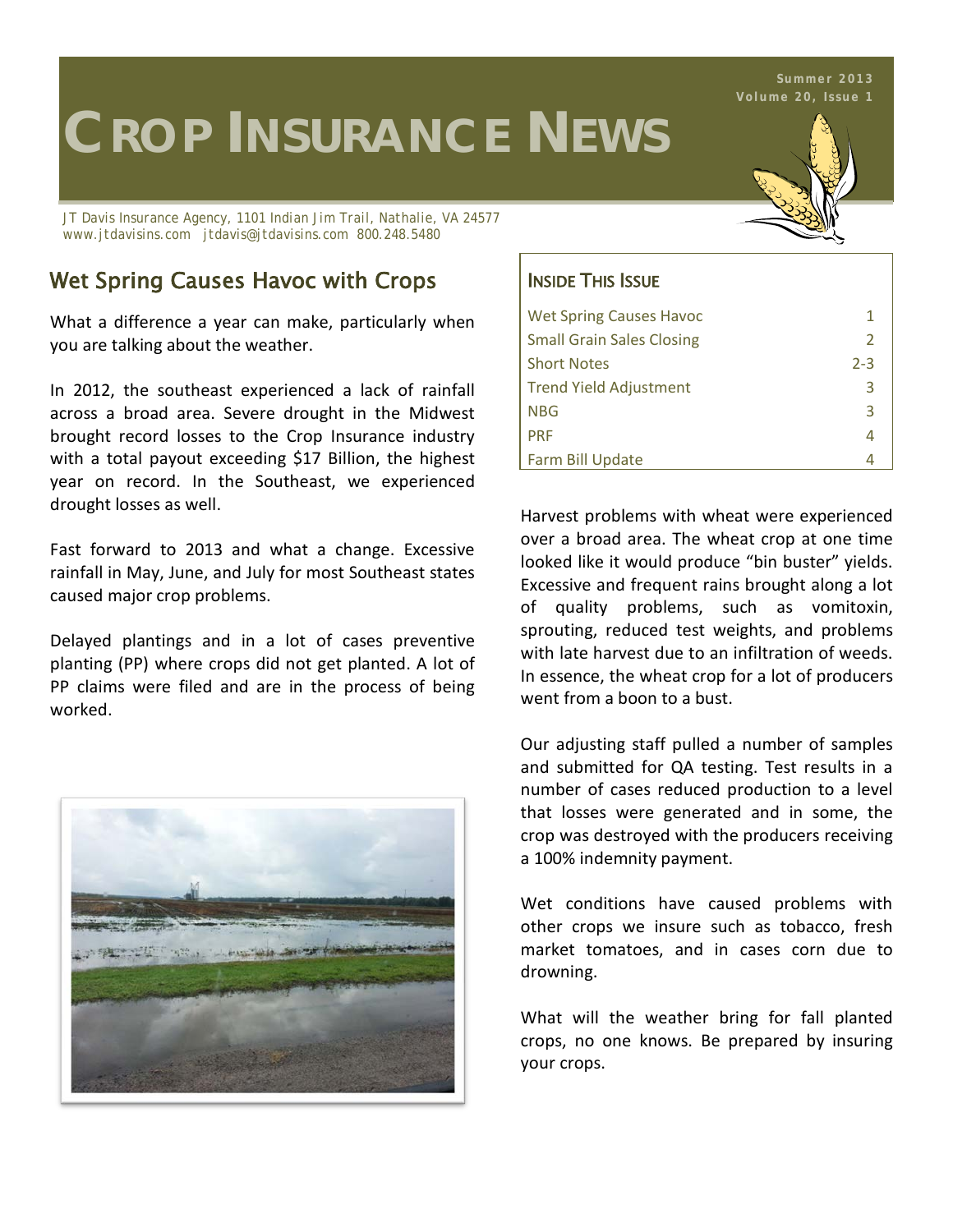# CROP INSURANCE NEWS

Summer 2013
Volume 20, Issue 1

JT Davis Insurance Agency, 1101 Indian Jim Trail, Nathalie, VA 24577
www.jtdavisins.com jtdavis@jtdavisins.com 800.248.5480

## Wet Spring Causes Havoc with Crops

What a difference a year can make, particularly when you are talking about the weather.

In 2012, the southeast experienced a lack of rainfall across a broad area. Severe drought in the Midwest brought record losses to the Crop Insurance industry with a total payout exceeding $17 Billion, the highest year on record. In the Southeast, we experienced drought losses as well.

Fast forward to 2013 and what a change. Excessive rainfall in May, June, and July for most Southeast states caused major crop problems.

Delayed plantings and in a lot of cases preventive planting (PP) where crops did not get planted. A lot of PP claims were filed and are in the process of being worked.

Harvest problems with wheat were experienced over a broad area. The wheat crop at one time looked like it would produce "bin buster" yields. Excessive and frequent rains brought along a lot of quality problems, such as vomitoxin, sprouting, reduced test weights, and problems with late harvest due to an infiltration of weeds. In essence, the wheat crop for a lot of producers went from a boon to a bust.

Our adjusting staff pulled a number of samples and submitted for QA testing. Test results in a number of cases reduced production to a level that losses were generated and in some, the crop was destroyed with the producers receiving a 100% indemnity payment.

Wet conditions have caused problems with other crops we insure such as tobacco, fresh market tomatoes, and in cases corn due to drowning.

What will the weather bring for fall planted crops, no one knows. Be prepared by insuring your crops.

### Inside This Issue

| | |
|---|---|
| Wet Spring Causes Havoc | 1 |
| Small Grain Sales Closing | 2 |
| Short Notes | 2-3 |
| Trend Yield Adjustment | 3 |
| NBG | 3 |
| PRF | 4 |
| Farm Bill Update | 4 |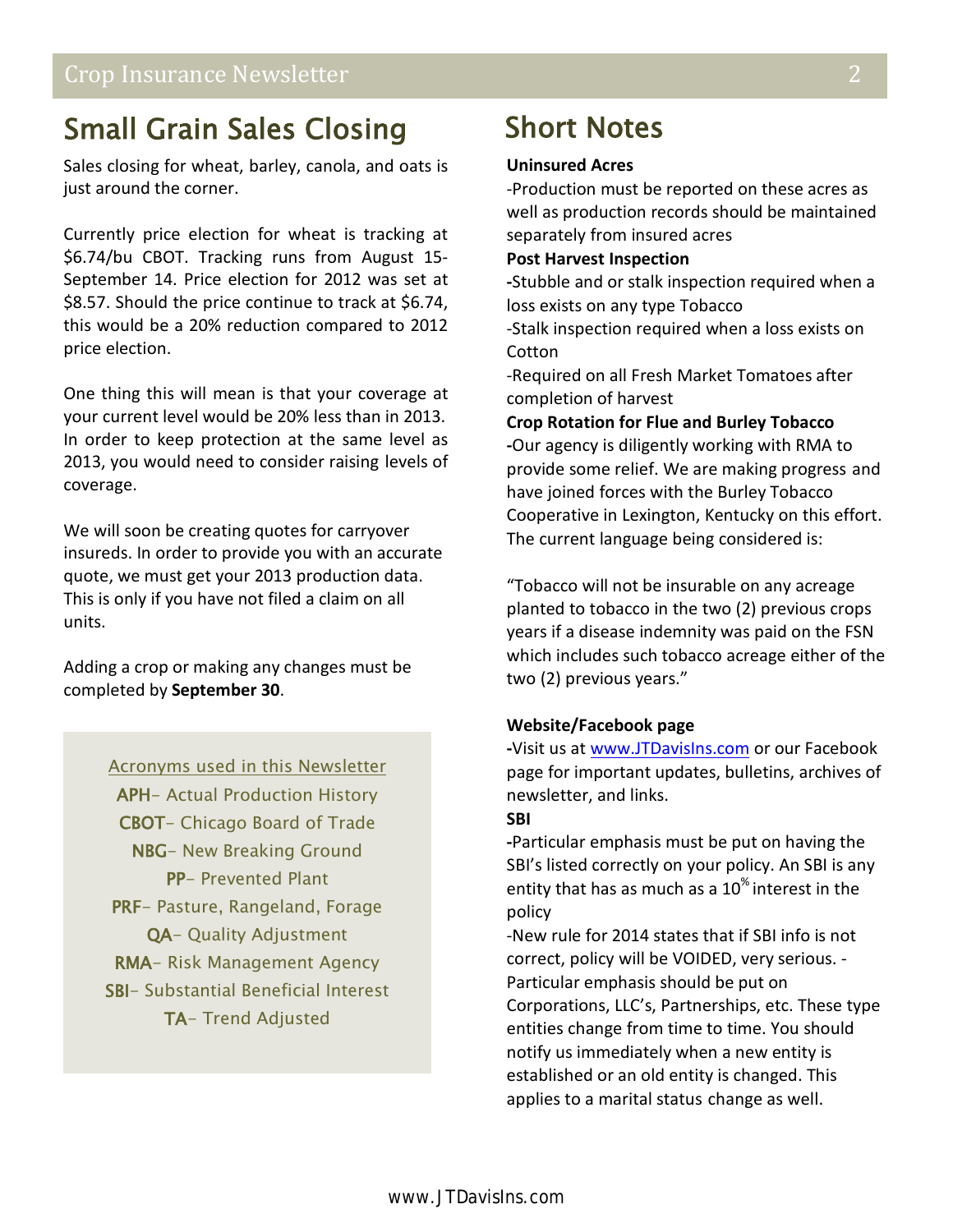## Small Grain Sales Closing

Sales closing for wheat, barley, canola, and oats is just around the corner.

Currently price election for wheat is tracking at $6.74/bu CBOT. Tracking runs from August 15-September 14. Price election for 2012 was set at $8.57. Should the price continue to track at $6.74, this would be a 20% reduction compared to 2012 price election.

One thing this will mean is that your coverage at your current level would be 20% less than in 2013. In order to keep protection at the same level as 2013, you would need to consider raising levels of coverage.

We will soon be creating quotes for carryover insureds. In order to provide you with an accurate quote, we must get your 2013 production data. This is only if you have not filed a claim on all units.

Adding a crop or making any changes must be completed by **September 30**.

Acronyms used in this Newsletter

**APH**- Actual Production History
**CBOT**- Chicago Board of Trade
**NBG**- New Breaking Ground
**PP**- Prevented Plant
**PRF**- Pasture, Rangeland, Forage
**QA**- Quality Adjustment
**RMA**- Risk Management Agency
**SBI**- Substantial Beneficial Interest
**TA**- Trend Adjusted

## Short Notes

**Uninsured Acres**

-Production must be reported on these acres as well as production records should be maintained separately from insured acres

**Post Harvest Inspection**

-Stubble and or stalk inspection required when a loss exists on any type Tobacco

-Stalk inspection required when a loss exists on Cotton

-Required on all Fresh Market Tomatoes after completion of harvest

**Crop Rotation for Flue and Burley Tobacco**

-Our agency is diligently working with RMA to provide some relief. We are making progress and have joined forces with the Burley Tobacco Cooperative in Lexington, Kentucky on this effort. The current language being considered is:

"Tobacco will not be insurable on any acreage planted to tobacco in the two (2) previous crops years if a disease indemnity was paid on the FSN which includes such tobacco acreage either of the two (2) previous years."

**Website/Facebook page**

-Visit us at www.JTDavisIns.com or our Facebook page for important updates, bulletins, archives of newsletter, and links.

**SBI**

-Particular emphasis must be put on having the SBI's listed correctly on your policy. An SBI is any entity that has as much as a 10% interest in the policy

-New rule for 2014 states that if SBI info is not correct, policy will be VOIDED, very serious. -Particular emphasis should be put on Corporations, LLC's, Partnerships, etc. These type entities change from time to time. You should notify us immediately when a new entity is established or an old entity is changed. This applies to a marital status change as well.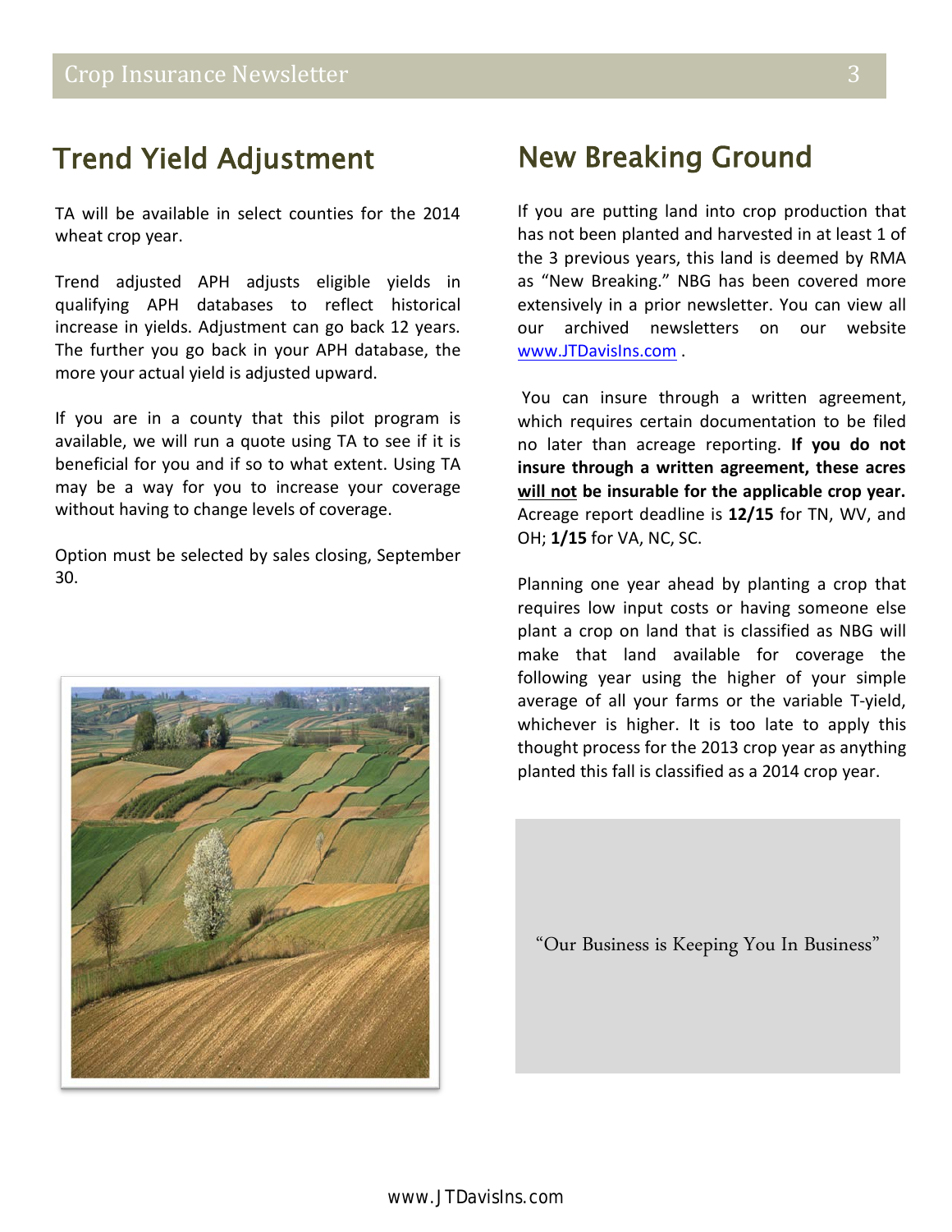## Trend Yield Adjustment

TA will be available in select counties for the 2014 wheat crop year.

Trend adjusted APH adjusts eligible yields in qualifying APH databases to reflect historical increase in yields. Adjustment can go back 12 years. The further you go back in your APH database, the more your actual yield is adjusted upward.

If you are in a county that this pilot program is available, we will run a quote using TA to see if it is beneficial for you and if so to what extent. Using TA may be a way for you to increase your coverage without having to change levels of coverage.

Option must be selected by sales closing, September 30.

## New Breaking Ground

If you are putting land into crop production that has not been planted and harvested in at least 1 of the 3 previous years, this land is deemed by RMA as "New Breaking." NBG has been covered more extensively in a prior newsletter. You can view all our archived newsletters on our website www.JTDavisIns.com .

You can insure through a written agreement, which requires certain documentation to be filed no later than acreage reporting. **If you do not insure through a written agreement, these acres <u>will not</u> be insurable for the applicable crop year.** Acreage report deadline is **12/15** for TN, WV, and OH; **1/15** for VA, NC, SC.

Planning one year ahead by planting a crop that requires low input costs or having someone else plant a crop on land that is classified as NBG will make that land available for coverage the following year using the higher of your simple average of all your farms or the variable T-yield, whichever is higher. It is too late to apply this thought process for the 2013 crop year as anything planted this fall is classified as a 2014 crop year.

"Our Business is Keeping You In Business"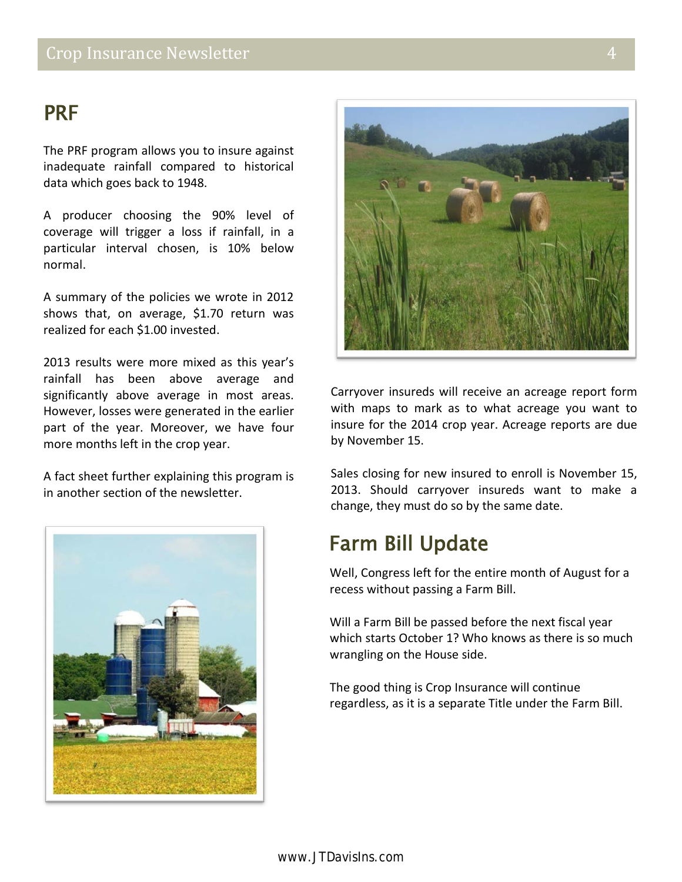## PRF

The PRF program allows you to insure against inadequate rainfall compared to historical data which goes back to 1948.

A producer choosing the 90% level of coverage will trigger a loss if rainfall, in a particular interval chosen, is 10% below normal.

A summary of the policies we wrote in 2012 shows that, on average, $1.70 return was realized for each $1.00 invested.

2013 results were more mixed as this year's rainfall has been above average and significantly above average in most areas. However, losses were generated in the earlier part of the year. Moreover, we have four more months left in the crop year.

A fact sheet further explaining this program is in another section of the newsletter.

Carryover insureds will receive an acreage report form with maps to mark as to what acreage you want to insure for the 2014 crop year. Acreage reports are due by November 15.

Sales closing for new insured to enroll is November 15, 2013. Should carryover insureds want to make a change, they must do so by the same date.

## Farm Bill Update

Well, Congress left for the entire month of August for a recess without passing a Farm Bill.

Will a Farm Bill be passed before the next fiscal year which starts October 1? Who knows as there is so much wrangling on the House side.

The good thing is Crop Insurance will continue regardless, as it is a separate Title under the Farm Bill.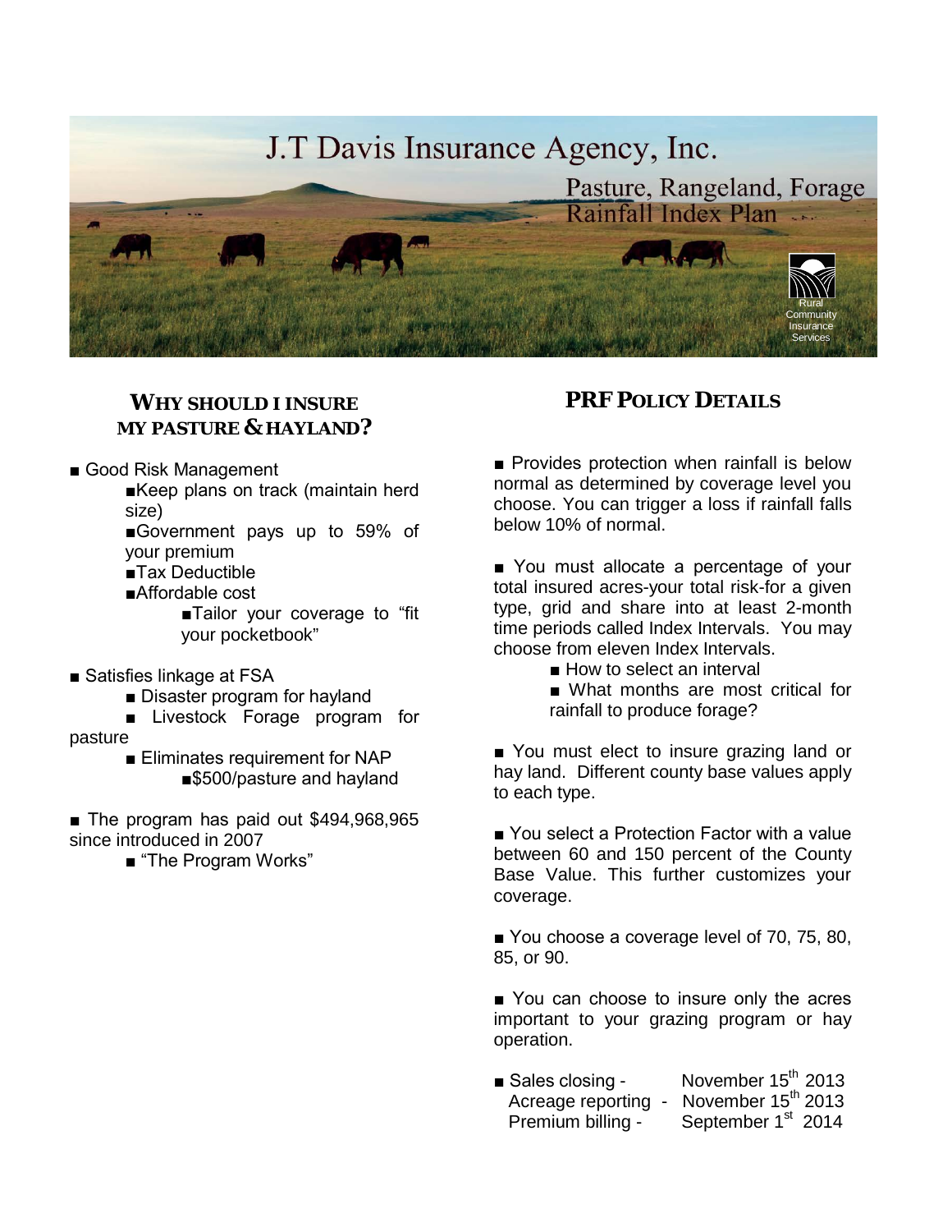# J.T Davis Insurance Agency, Inc.

## Pasture, Rangeland, Forage Rainfall Index Plan

Rural Community Insurance Services

## WHY SHOULD I INSURE MY PASTURE & HAYLAND?

- Good Risk Management
  - Keep plans on track (maintain herd size)
  - Government pays up to 59% of your premium
  - Tax Deductible
  - Affordable cost
    - Tailor your coverage to "fit your pocketbook"
- Satisfies linkage at FSA
  - Disaster program for hayland
  - Livestock Forage program for pasture
  - Eliminates requirement for NAP
    - $500/pasture and hayland
- The program has paid out $494,968,965 since introduced in 2007
  - "The Program Works"

## PRF POLICY DETAILS

- Provides protection when rainfall is below normal as determined by coverage level you choose. You can trigger a loss if rainfall falls below 10% of normal.

- You must allocate a percentage of your total insured acres-your total risk-for a given type, grid and share into at least 2-month time periods called Index Intervals. You may choose from eleven Index Intervals.
  - How to select an interval
  - What months are most critical for rainfall to produce forage?

- You must elect to insure grazing land or hay land. Different county base values apply to each type.

- You select a Protection Factor with a value between 60 and 150 percent of the County Base Value. This further customizes your coverage.

- You choose a coverage level of 70, 75, 80, 85, or 90.

- You can choose to insure only the acres important to your grazing program or hay operation.

- Sales closing - November 15th 2013
  Acreage reporting - November 15th 2013
  Premium billing - September 1st 2014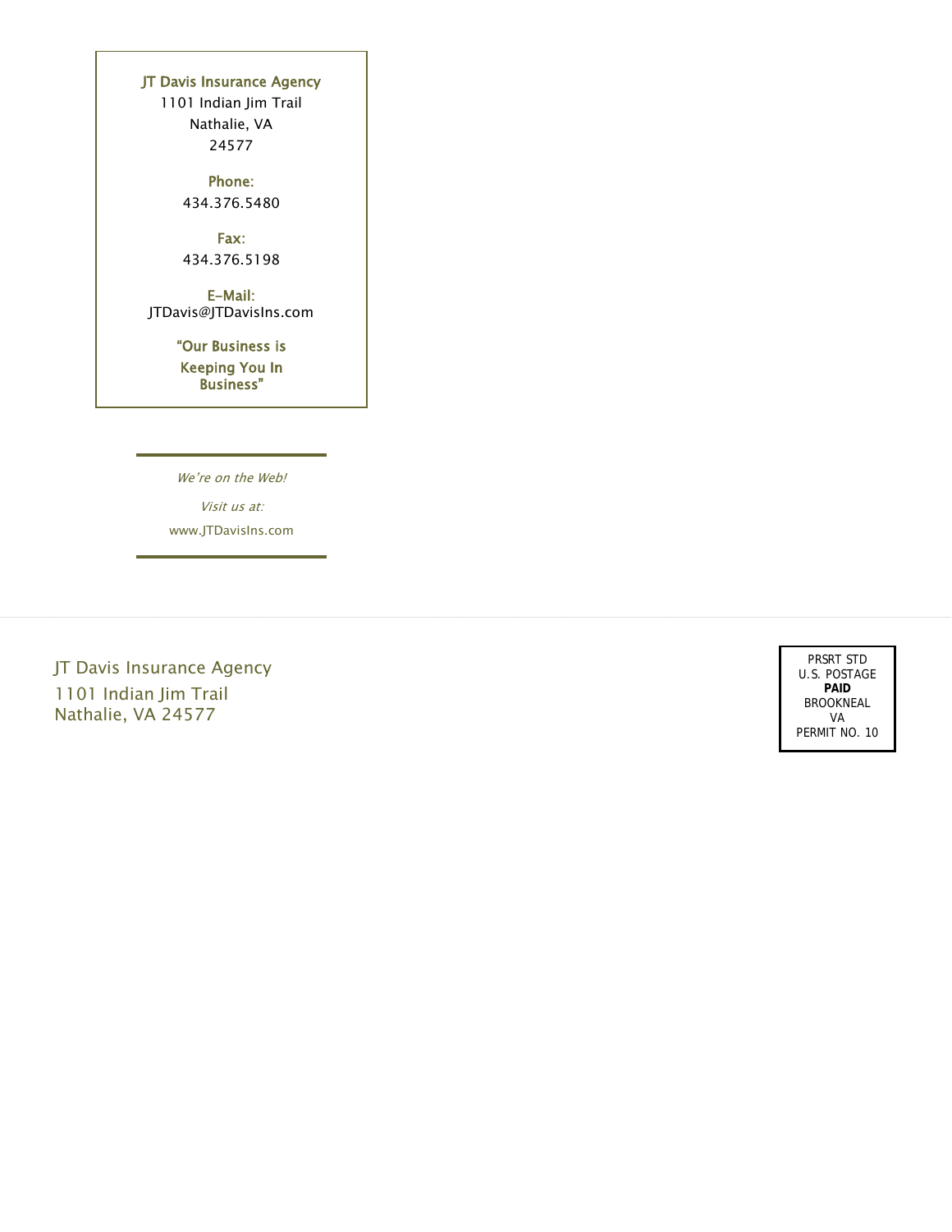**JT Davis Insurance Agency**
1101 Indian Jim Trail
Nathalie, VA
24577

**Phone:**
434.376.5480

**Fax:**
434.376.5198

**E-Mail:**
JTDavis@JTDavisIns.com

**"Our Business is Keeping You In Business"**

---

*We're on the Web!*

*Visit us at:*

www.JTDavisIns.com

---

JT Davis Insurance Agency
1101 Indian Jim Trail
Nathalie, VA 24577

PRSRT STD
U.S. POSTAGE
**PAID**
BROOKNEAL
VA
PERMIT NO. 10